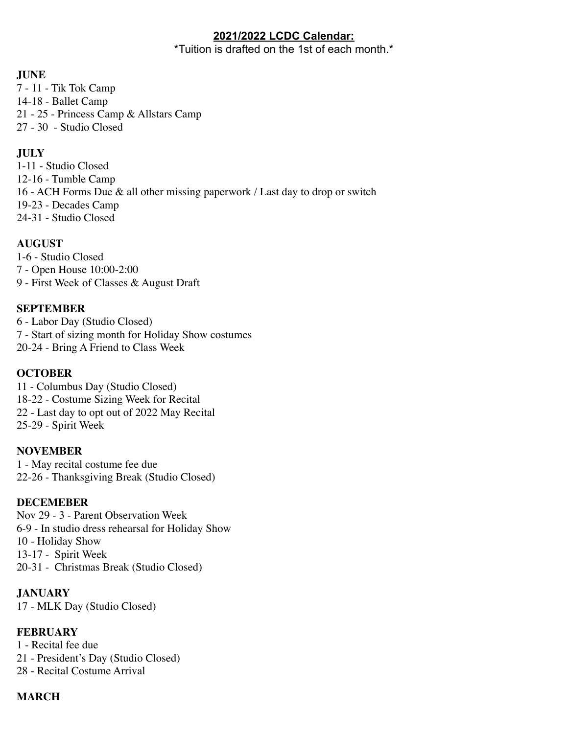## **2021/2022 LCDC Calendar:**

*Tuition is drafted on the 1st of each month.*

**JUNE**

7 - 11 - Tik Tok Camp
14-18 - Ballet Camp
21 - 25 - Princess Camp & Allstars Camp
27 - 30 - Studio Closed

**JULY**

1-11 - Studio Closed
12-16 - Tumble Camp
16 - ACH Forms Due & all other missing paperwork / Last day to drop or switch
19-23 - Decades Camp
24-31 - Studio Closed

**AUGUST**

1-6 - Studio Closed
7 - Open House 10:00-2:00
9 - First Week of Classes & August Draft

**SEPTEMBER**

6 - Labor Day (Studio Closed)
7 - Start of sizing month for Holiday Show costumes
20-24 - Bring A Friend to Class Week

**OCTOBER**

11 - Columbus Day (Studio Closed)
18-22 - Costume Sizing Week for Recital
22 - Last day to opt out of 2022 May Recital
25-29 - Spirit Week

**NOVEMBER**

1 - May recital costume fee due
22-26 - Thanksgiving Break (Studio Closed)

**DECEMEBER**

Nov 29 - 3 - Parent Observation Week
6-9 - In studio dress rehearsal for Holiday Show
10 - Holiday Show
13-17 - Spirit Week
20-31 - Christmas Break (Studio Closed)

**JANUARY**

17 - MLK Day (Studio Closed)

**FEBRUARY**

1 - Recital fee due
21 - President's Day (Studio Closed)
28 - Recital Costume Arrival

**MARCH**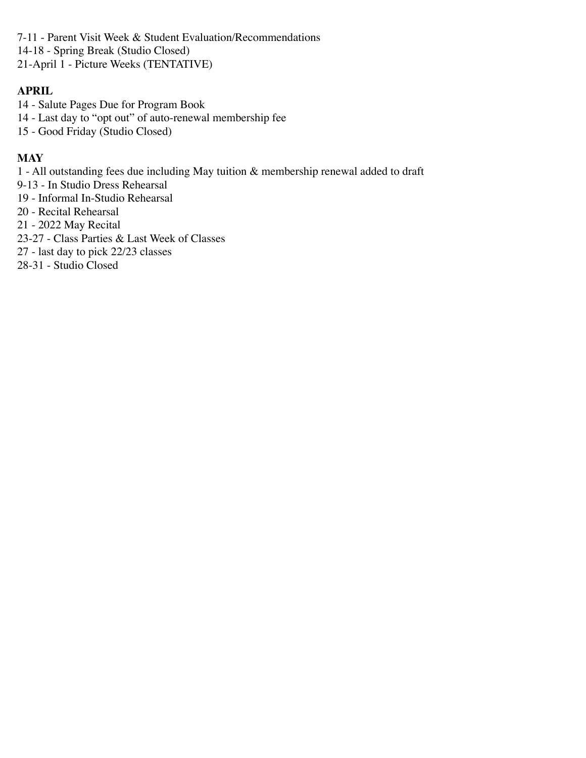7-11 - Parent Visit Week & Student Evaluation/Recommendations
14-18 - Spring Break (Studio Closed)
21-April 1 - Picture Weeks (TENTATIVE)

**APRIL**

14 - Salute Pages Due for Program Book
14 - Last day to "opt out" of auto-renewal membership fee
15 - Good Friday (Studio Closed)

**MAY**

1 - All outstanding fees due including May tuition & membership renewal added to draft
9-13 - In Studio Dress Rehearsal
19 - Informal In-Studio Rehearsal
20 - Recital Rehearsal
21 - 2022 May Recital
23-27 - Class Parties & Last Week of Classes
27 - last day to pick 22/23 classes
28-31 - Studio Closed